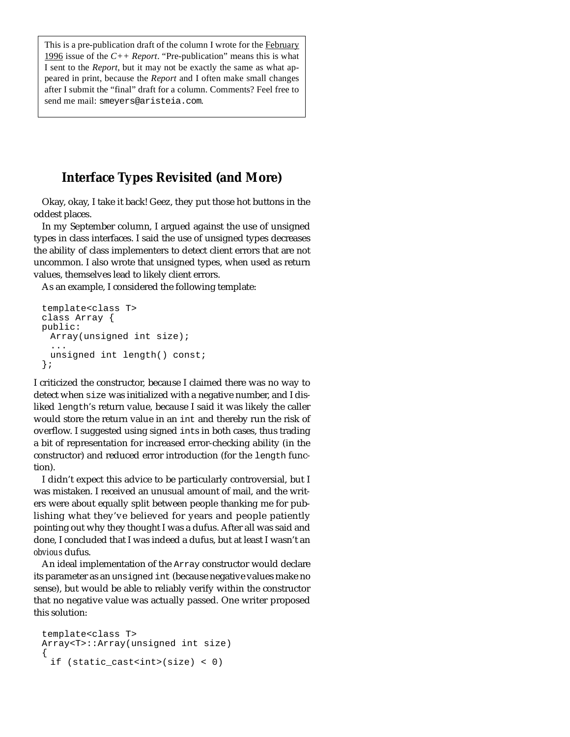This is a pre-publication draft of the column I wrote for the February 1996 issue of the *C++ Report*. "Pre-publication" means this is what I sent to the *Report*, but it may not be exactly the same as what appeared in print, because the *Report* and I often make small changes after I submit the "final" draft for a column. Comments? Feel free to send me mail: `smeyers@aristeia.com`.

# Interface Types Revisited (and More)

Okay, okay, I take it back! Geez, they put those hot buttons in the oddest places.

In my September column, I argued against the use of unsigned types in class interfaces. I said the use of unsigned types decreases the ability of class implementers to detect client errors that are not uncommon. I also wrote that unsigned types, when used as return values, themselves lead to likely client errors.

As an example, I considered the following template:

```
template<class T>
class Array {
public:
  Array(unsigned int size);
  ...
  unsigned int length() const;
};
```

I criticized the constructor, because I claimed there was no way to detect when `size` was initialized with a negative number, and I disliked `length`'s return value, because I said it was likely the caller would store the return value in an `int` and thereby run the risk of overflow. I suggested using signed `int`s in both cases, thus trading a bit of representation for increased error-checking ability (in the constructor) and reduced error introduction (for the `length` function).

I didn't expect this advice to be particularly controversial, but I was mistaken. I received an unusual amount of mail, and the writers were about equally split between people thanking me for publishing what they've believed for years and people patiently pointing out why they thought I was a dufus. After all was said and done, I concluded that I was indeed a dufus, but at least I wasn't an *obvious* dufus.

An ideal implementation of the `Array` constructor would declare its parameter as an `unsigned int` (because negative values make no sense), but would be able to reliably verify within the constructor that no negative value was actually passed. One writer proposed this solution:

```
template<class T>
Array<T>::Array(unsigned int size)
{
  if (static_cast<int>(size) < 0)
```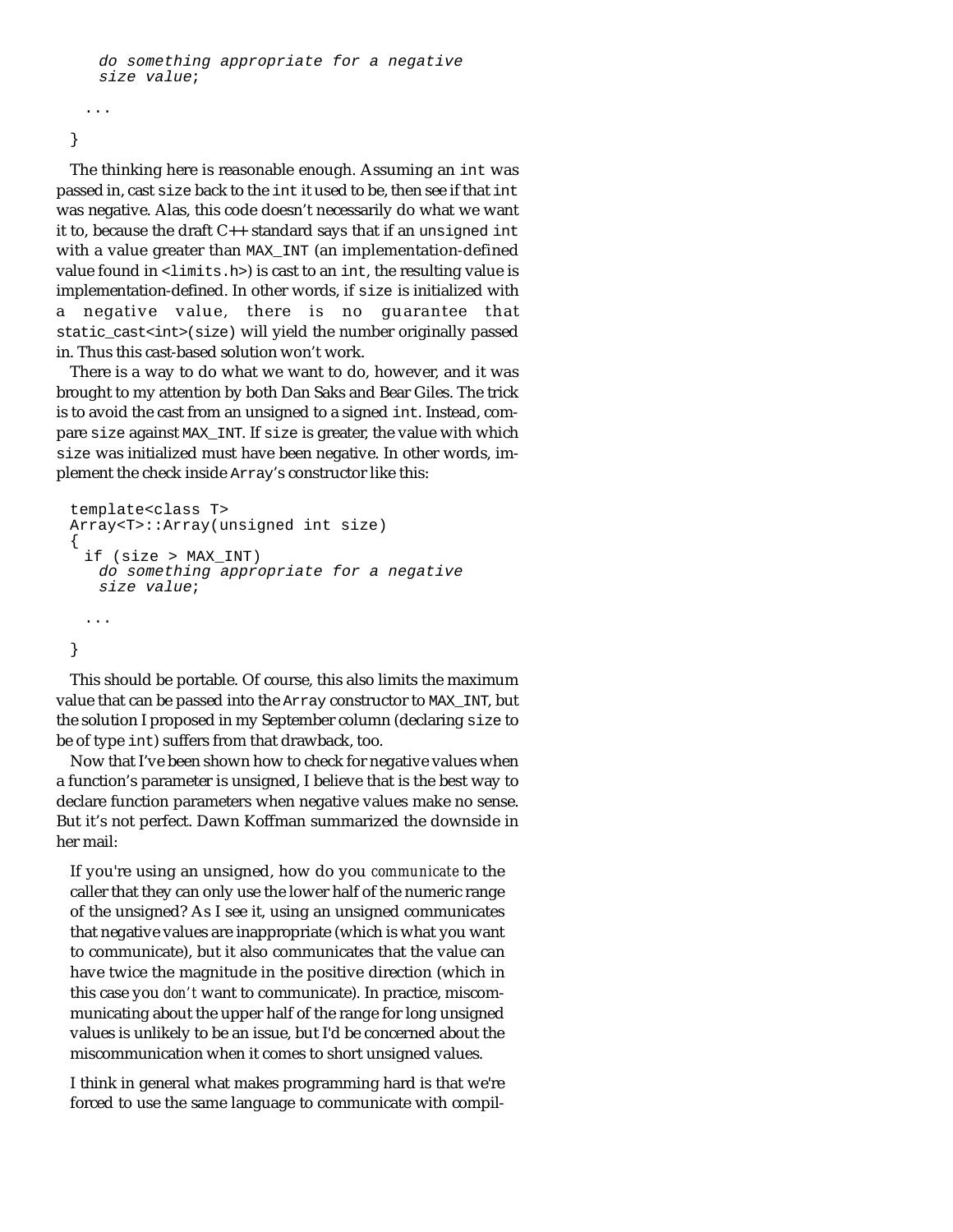```
    do something appropriate for a negative
    size value;

  ...

}
```

The thinking here is reasonable enough. Assuming an `int` was passed in, cast `size` back to the `int` it used to be, then see if that `int` was negative. Alas, this code doesn't necessarily do what we want it to, because the draft C++ standard says that if an `unsigned int` with a value greater than `MAX_INT` (an implementation-defined value found in `<limits.h>`) is cast to an `int`, the resulting value is implementation-defined. In other words, if `size` is initialized with a negative value, there is no guarantee that `static_cast<int>(size)` will yield the number originally passed in. Thus this cast-based solution won't work.

There is a way to do what we want to do, however, and it was brought to my attention by both Dan Saks and Bear Giles. The trick is to avoid the cast from an unsigned to a signed `int`. Instead, compare `size` against `MAX_INT`. If `size` is greater, the value with which `size` was initialized must have been negative. In other words, implement the check inside `Array`'s constructor like this:

```
template<class T>
Array<T>::Array(unsigned int size)
{
  if (size > MAX_INT)
    do something appropriate for a negative
    size value;

  ...

}
```

This should be portable. Of course, this also limits the maximum value that can be passed into the `Array` constructor to `MAX_INT`, but the solution I proposed in my September column (declaring `size` to be of type `int`) suffers from that drawback, too.

Now that I've been shown how to check for negative values when a function's parameter is unsigned, I believe that is the best way to declare function parameters when negative values make no sense. But it's not perfect. Dawn Koffman summarized the downside in her mail:

> If you're using an unsigned, how do you *communicate* to the caller that they can only use the lower half of the numeric range of the unsigned? As I see it, using an unsigned communicates that negative values are inappropriate (which is what you want to communicate), but it also communicates that the value can have twice the magnitude in the positive direction (which in this case you *don't* want to communicate). In practice, miscommunicating about the upper half of the range for long unsigned values is unlikely to be an issue, but I'd be concerned about the miscommunication when it comes to short unsigned values.
>
> I think in general what makes programming hard is that we're forced to use the same language to communicate with compil-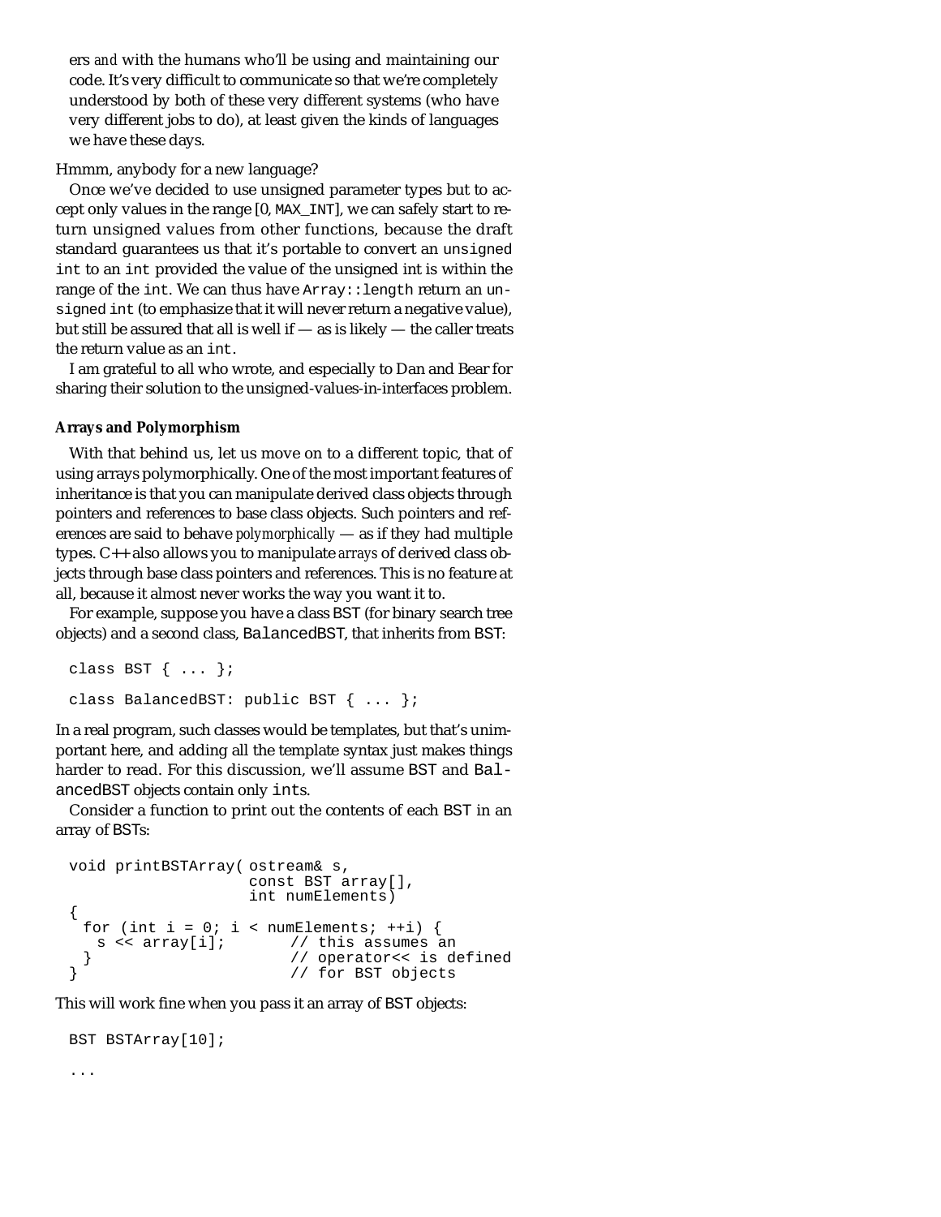ers *and* with the humans who'll be using and maintaining our code. It's very difficult to communicate so that we're completely understood by both of these very different systems (who have very different jobs to do), at least given the kinds of languages we have these days.

Hmmm, anybody for a new language?

Once we've decided to use unsigned parameter types but to accept only values in the range [0, `MAX_INT`], we can safely start to return unsigned values from other functions, because the draft standard guarantees us that it's portable to convert an `unsigned int` to an `int` provided the value of the unsigned int is within the range of the `int`. We can thus have `Array::length` return an `unsigned int` (to emphasize that it will never return a negative value), but still be assured that all is well if — as is likely — the caller treats the return value as an `int`.

I am grateful to all who wrote, and especially to Dan and Bear for sharing their solution to the unsigned-values-in-interfaces problem.

### Arrays and Polymorphism

With that behind us, let us move on to a different topic, that of using arrays polymorphically. One of the most important features of inheritance is that you can manipulate derived class objects through pointers and references to base class objects. Such pointers and references are said to behave *polymorphically* — as if they had multiple types. C++ also allows you to manipulate *arrays* of derived class objects through base class pointers and references. This is no feature at all, because it almost never works the way you want it to.

For example, suppose you have a class BST (for binary search tree objects) and a second class, BalancedBST, that inherits from BST:

```
class BST { ... };

class BalancedBST: public BST { ... };
```

In a real program, such classes would be templates, but that's unimportant here, and adding all the template syntax just makes things harder to read. For this discussion, we'll assume BST and BalancedBST objects contain only `int`s.

Consider a function to print out the contents of each BST in an array of BSTs:

```
void printBSTArray( ostream& s,
                    const BST array[],
                    int numElements)
{
  for (int i = 0; i < numElements; ++i) {
    s << array[i];       // this assumes an
  }                      // operator<< is defined
}                        // for BST objects
```

This will work fine when you pass it an array of BST objects:

```
BST BSTArray[10];

...
```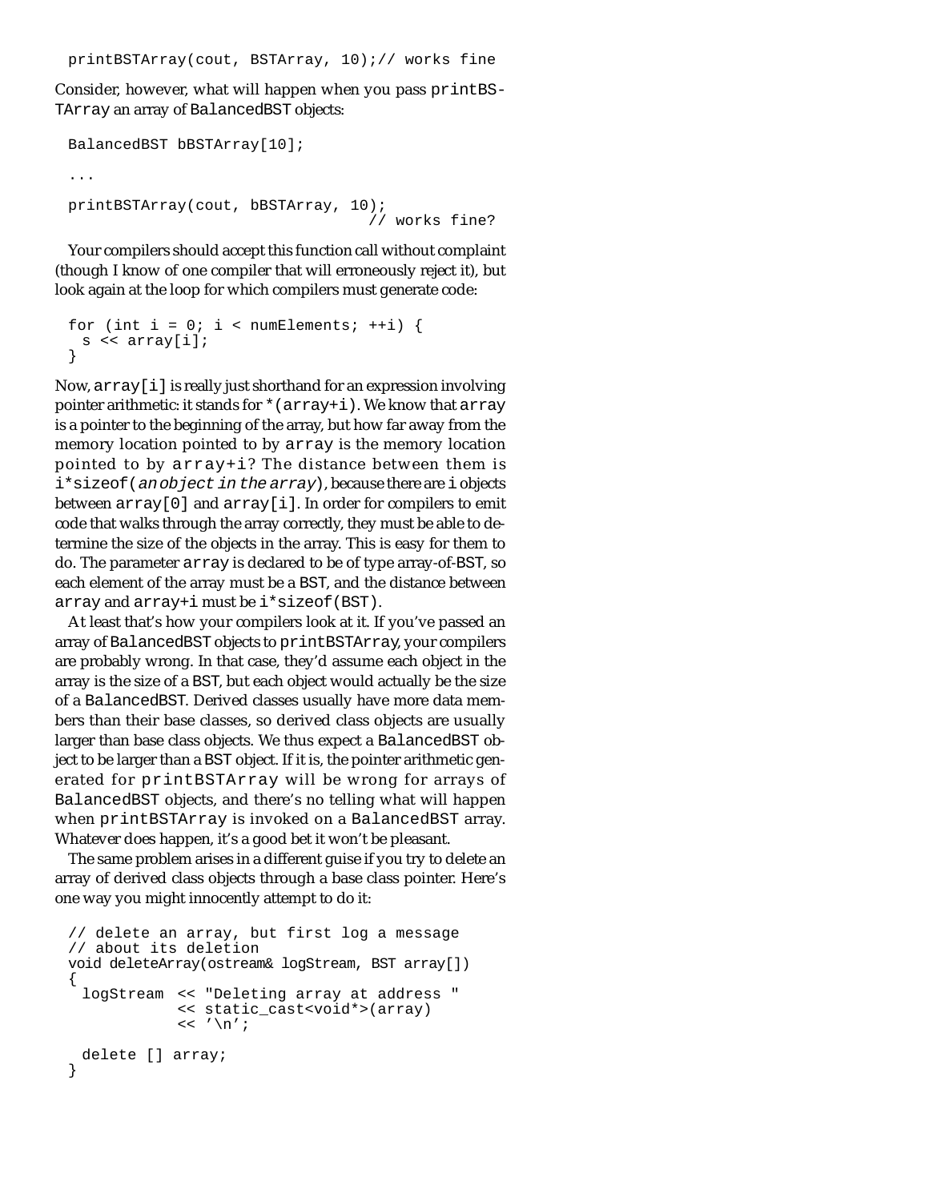```
printBSTArray(cout, BSTArray, 10);// works fine
```

Consider, however, what will happen when you pass printBSTArray an array of BalancedBST objects:

```
BalancedBST bBSTArray[10];

...

printBSTArray(cout, bBSTArray, 10);
                                    // works fine?
```

Your compilers should accept this function call without complaint (though I know of one compiler that will erroneously reject it), but look again at the loop for which compilers must generate code:

```
for (int i = 0; i < numElements; ++i) {
  s << array[i];
}
```

Now, array[i] is really just shorthand for an expression involving pointer arithmetic: it stands for *(array+i). We know that array is a pointer to the beginning of the array, but how far away from the memory location pointed to by array is the memory location pointed to by array+i? The distance between them is i*sizeof(*an object in the array*), because there are i objects between array[0] and array[i]. In order for compilers to emit code that walks through the array correctly, they must be able to determine the size of the objects in the array. This is easy for them to do. The parameter array is declared to be of type array-of-BST, so each element of the array must be a BST, and the distance between array and array+i must be i*sizeof(BST).

At least that's how your compilers look at it. If you've passed an array of BalancedBST objects to printBSTArray, your compilers are probably wrong. In that case, they'd assume each object in the array is the size of a BST, but each object would actually be the size of a BalancedBST. Derived classes usually have more data members than their base classes, so derived class objects are usually larger than base class objects. We thus expect a BalancedBST object to be larger than a BST object. If it is, the pointer arithmetic generated for printBSTArray will be wrong for arrays of BalancedBST objects, and there's no telling what will happen when printBSTArray is invoked on a BalancedBST array. Whatever does happen, it's a good bet it won't be pleasant.

The same problem arises in a different guise if you try to delete an array of derived class objects through a base class pointer. Here's one way you might innocently attempt to do it:

```
// delete an array, but first log a message
// about its deletion
void deleteArray(ostream& logStream, BST array[])
{
  logStream  << "Deleting array at address "
             << static_cast<void*>(array)
             << '\n';

  delete [] array;
}
```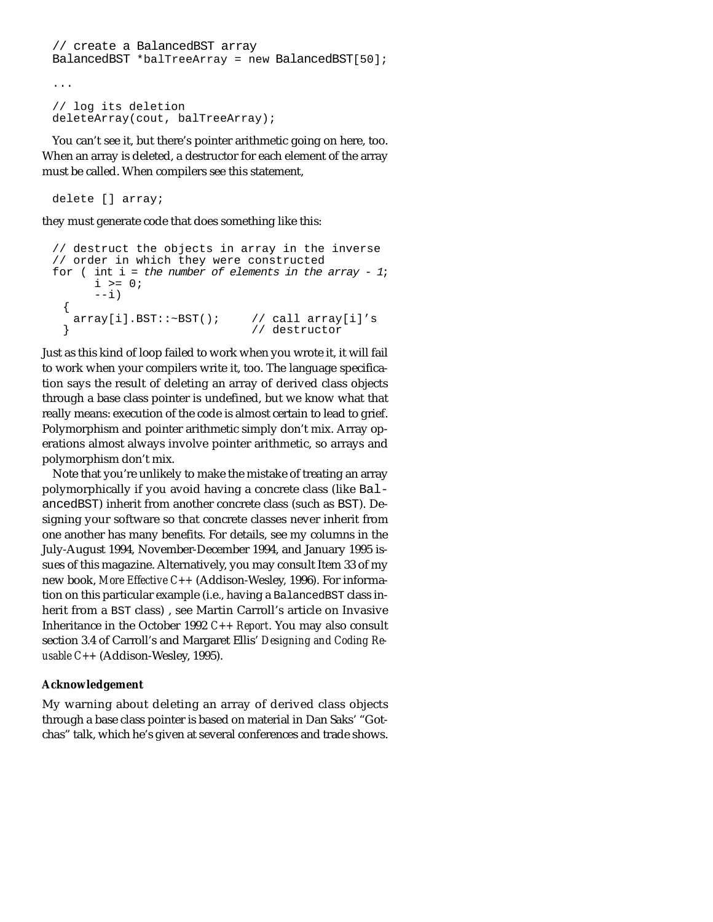```
// create a BalancedBST array
BalancedBST *balTreeArray = new BalancedBST[50];

...

// log its deletion
deleteArray(cout, balTreeArray);
```

You can't see it, but there's pointer arithmetic going on here, too. When an array is deleted, a destructor for each element of the array must be called. When compilers see this statement,

```
delete [] array;
```

they must generate code that does something like this:

```
// destruct the objects in array in the inverse
// order in which they were constructed
for ( int i = the number of elements in the array - 1;
      i >= 0;
      --i)
  {
    array[i].BST::~BST();     // call array[i]'s
  }                           // destructor
```

Just as this kind of loop failed to work when you wrote it, it will fail to work when your compilers write it, too. The language specification says the result of deleting an array of derived class objects through a base class pointer is undefined, but we know what that really means: execution of the code is almost certain to lead to grief. Polymorphism and pointer arithmetic simply don't mix. Array operations almost always involve pointer arithmetic, so arrays and polymorphism don't mix.

Note that you're unlikely to make the mistake of treating an array polymorphically if you avoid having a concrete class (like `BalancedBST`) inherit from another concrete class (such as `BST`). Designing your software so that concrete classes never inherit from one another has many benefits. For details, see my columns in the July-August 1994, November-December 1994, and January 1995 issues of this magazine. Alternatively, you may consult Item 33 of my new book, *More Effective C++* (Addison-Wesley, 1996). For information on this particular example (i.e., having a `BalancedBST` class inherit from a `BST` class) , see Martin Carroll's article on Invasive Inheritance in the October 1992 *C++ Report*. You may also consult section 3.4 of Carroll's and Margaret Ellis' *Designing and Coding Reusable C++* (Addison-Wesley, 1995).

### Acknowledgement

My warning about deleting an array of derived class objects through a base class pointer is based on material in Dan Saks' "Gotchas" talk, which he's given at several conferences and trade shows.